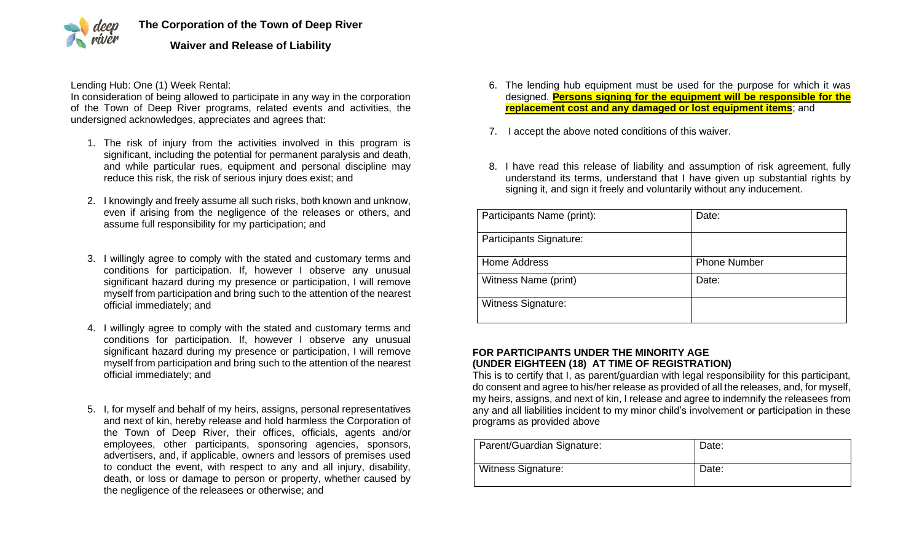# The Corporation of the Town of Deep River

## Waiver and Release of Liability

Lending Hub: One (1) Week Rental:
In consideration of being allowed to participate in any way in the corporation of the Town of Deep River programs, related events and activities, the undersigned acknowledges, appreciates and agrees that:

1. The risk of injury from the activities involved in this program is significant, including the potential for permanent paralysis and death, and while particular rues, equipment and personal discipline may reduce this risk, the risk of serious injury does exist; and

2. I knowingly and freely assume all such risks, both known and unknow, even if arising from the negligence of the releases or others, and assume full responsibility for my participation; and

3. I willingly agree to comply with the stated and customary terms and conditions for participation. If, however I observe any unusual significant hazard during my presence or participation, I will remove myself from participation and bring such to the attention of the nearest official immediately; and

4. I willingly agree to comply with the stated and customary terms and conditions for participation. If, however I observe any unusual significant hazard during my presence or participation, I will remove myself from participation and bring such to the attention of the nearest official immediately; and

5. I, for myself and behalf of my heirs, assigns, personal representatives and next of kin, hereby release and hold harmless the Corporation of the Town of Deep River, their offices, officials, agents and/or employees, other participants, sponsoring agencies, sponsors, advertisers, and, if applicable, owners and lessors of premises used to conduct the event, with respect to any and all injury, disability, death, or loss or damage to person or property, whether caused by the negligence of the releasees or otherwise; and

6. The lending hub equipment must be used for the purpose for which it was designed. **Persons signing for the equipment will be responsible for the replacement cost and any damaged or lost equipment items**; and

7. I accept the above noted conditions of this waiver.

8. I have read this release of liability and assumption of risk agreement, fully understand its terms, understand that I have given up substantial rights by signing it, and sign it freely and voluntarily without any inducement.

| Participants Name (print): | Date: |
|---|---|
| Participants Signature: | |
| Home Address | Phone Number |
| Witness Name (print) | Date: |
| Witness Signature: | |

**FOR PARTICIPANTS UNDER THE MINORITY AGE**
**(UNDER EIGHTEEN (18) AT TIME OF REGISTRATION)**

This is to certify that I, as parent/guardian with legal responsibility for this participant, do consent and agree to his/her release as provided of all the releases, and, for myself, my heirs, assigns, and next of kin, I release and agree to indemnify the releasees from any and all liabilities incident to my minor child's involvement or participation in these programs as provided above

| Parent/Guardian Signature: | Date: |
|---|---|
| Witness Signature: | Date: |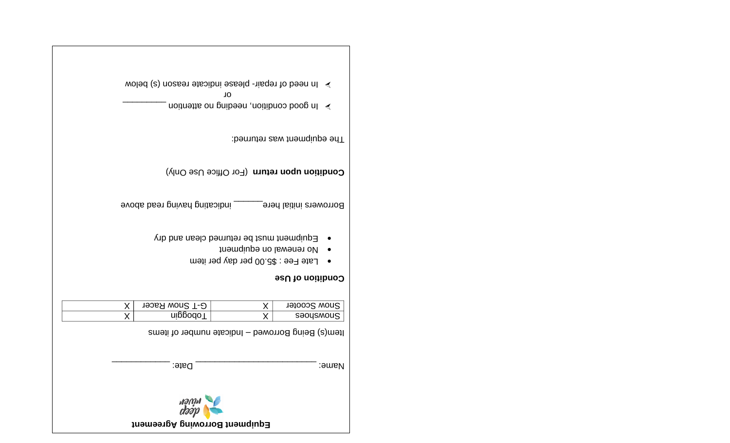# Equipment Borrowing Agreement

deep river

Name: ________________________ Date: ___________

Item(s) Being Borrowed – Indicate number of items

| | | | |
|---|---|---|---|
| Snowshoes | X | Toboggin | X |
| Snow Scooter | X | G-T Snow Racer | X |

**Condition of Use**

- Late Fee : $5.00 per day per item
- No renewal on equipment
- Equipment must be returned clean and dry

Borrowers initial here______ indicating having read above

**Condition upon return** (For Office Use Only)

The equipment was returned:

- In good condition, needing no attention _________

  or

- In need of repair- please indicate reason (s) below